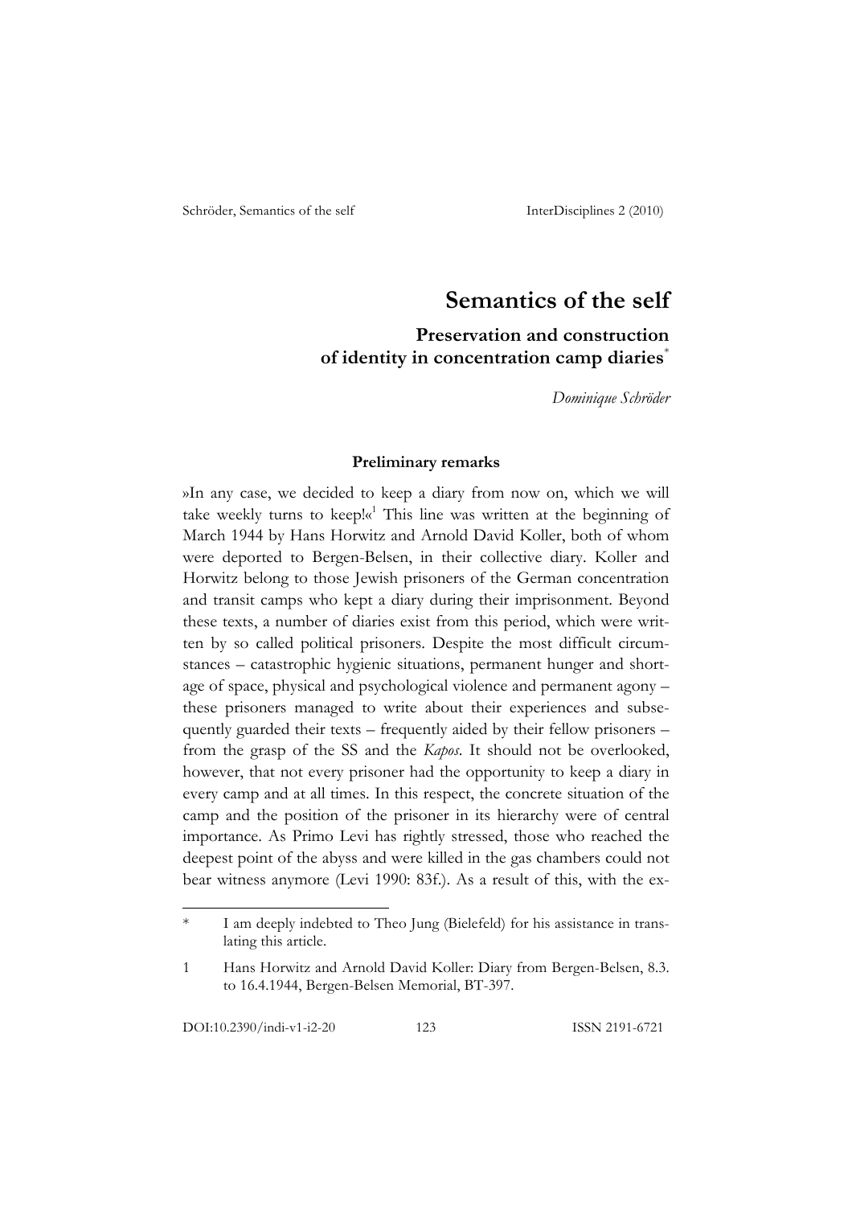# Semantics of the self

## Preservation and construction of identity in concentration camp diaries[*]

*Dominique Schröder*

### Preliminary remarks

»In any case, we decided to keep a diary from now on, which we will take weekly turns to keep!«[1] This line was written at the beginning of March 1944 by Hans Horwitz and Arnold David Koller, both of whom were deported to Bergen-Belsen, in their collective diary. Koller and Horwitz belong to those Jewish prisoners of the German concentration and transit camps who kept a diary during their imprisonment. Beyond these texts, a number of diaries exist from this period, which were written by so called political prisoners. Despite the most difficult circumstances – catastrophic hygienic situations, permanent hunger and shortage of space, physical and psychological violence and permanent agony – these prisoners managed to write about their experiences and subsequently guarded their texts – frequently aided by their fellow prisoners – from the grasp of the SS and the *Kapos*. It should not be overlooked, however, that not every prisoner had the opportunity to keep a diary in every camp and at all times. In this respect, the concrete situation of the camp and the position of the prisoner in its hierarchy were of central importance. As Primo Levi has rightly stressed, those who reached the deepest point of the abyss and were killed in the gas chambers could not bear witness anymore (Levi 1990: 83f.). As a result of this, with the ex-

---

\* I am deeply indebted to Theo Jung (Bielefeld) for his assistance in translating this article.

1 Hans Horwitz and Arnold David Koller: Diary from Bergen-Belsen, 8.3. to 16.4.1944, Bergen-Belsen Memorial, BT-397.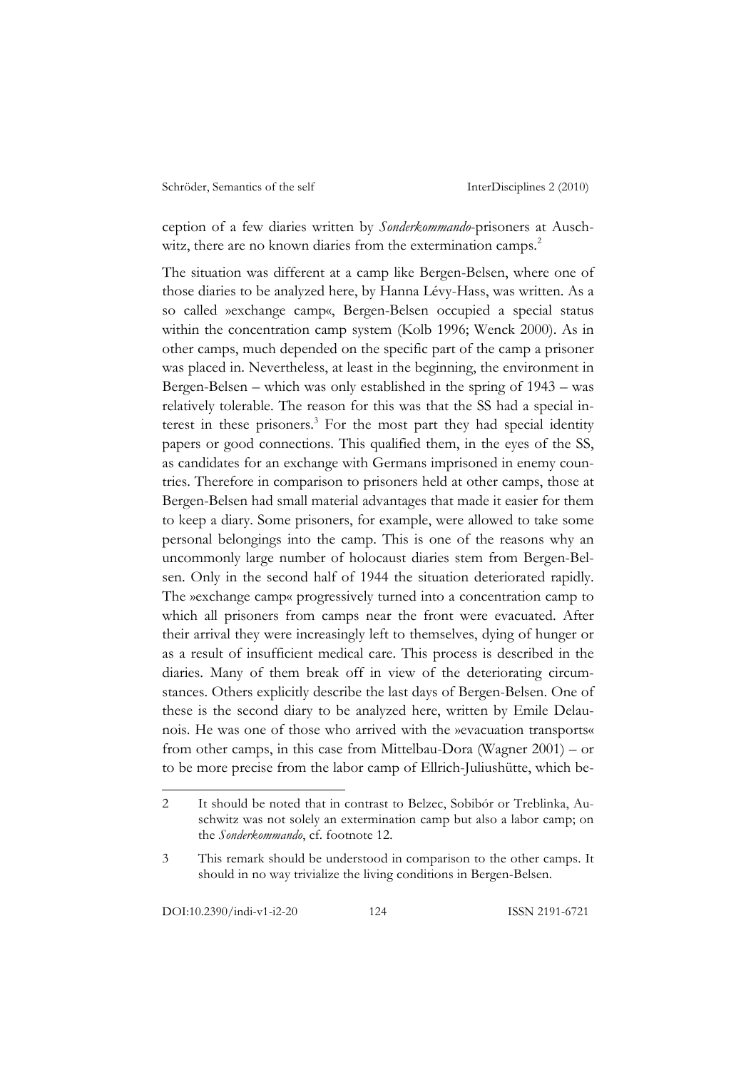ception of a few diaries written by *Sonderkommando*-prisoners at Auschwitz, there are no known diaries from the extermination camps.[2]

The situation was different at a camp like Bergen-Belsen, where one of those diaries to be analyzed here, by Hanna Lévy-Hass, was written. As a so called »exchange camp«, Bergen-Belsen occupied a special status within the concentration camp system (Kolb 1996; Wenck 2000). As in other camps, much depended on the specific part of the camp a prisoner was placed in. Nevertheless, at least in the beginning, the environment in Bergen-Belsen – which was only established in the spring of 1943 – was relatively tolerable. The reason for this was that the SS had a special interest in these prisoners.[3] For the most part they had special identity papers or good connections. This qualified them, in the eyes of the SS, as candidates for an exchange with Germans imprisoned in enemy countries. Therefore in comparison to prisoners held at other camps, those at Bergen-Belsen had small material advantages that made it easier for them to keep a diary. Some prisoners, for example, were allowed to take some personal belongings into the camp. This is one of the reasons why an uncommonly large number of holocaust diaries stem from Bergen-Belsen. Only in the second half of 1944 the situation deteriorated rapidly. The »exchange camp« progressively turned into a concentration camp to which all prisoners from camps near the front were evacuated. After their arrival they were increasingly left to themselves, dying of hunger or as a result of insufficient medical care. This process is described in the diaries. Many of them break off in view of the deteriorating circumstances. Others explicitly describe the last days of Bergen-Belsen. One of these is the second diary to be analyzed here, written by Emile Delaunois. He was one of those who arrived with the »evacuation transports« from other camps, in this case from Mittelbau-Dora (Wagner 2001) – or to be more precise from the labor camp of Ellrich-Juliushütte, which be-

---

2 It should be noted that in contrast to Belzec, Sobibór or Treblinka, Auschwitz was not solely an extermination camp but also a labor camp; on the *Sonderkommando*, cf. footnote 12.

3 This remark should be understood in comparison to the other camps. It should in no way trivialize the living conditions in Bergen-Belsen.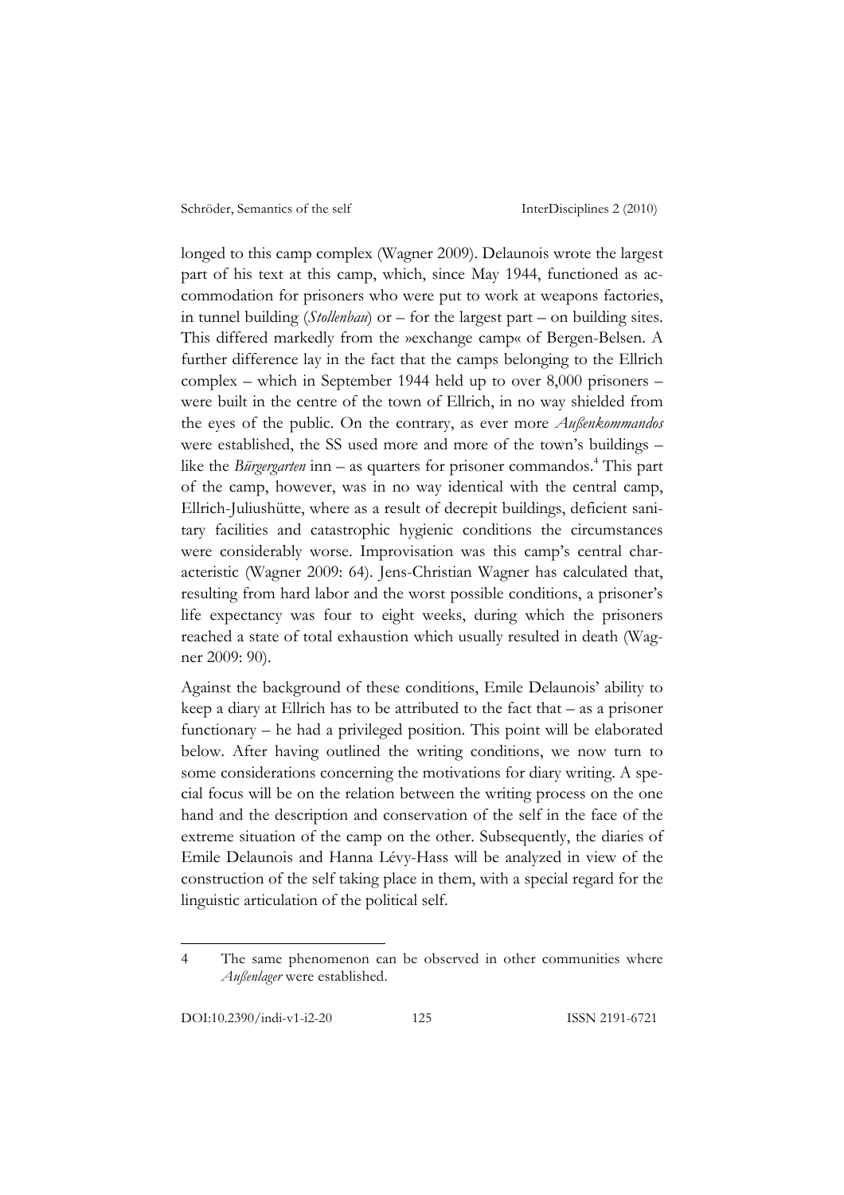longed to this camp complex (Wagner 2009). Delaunois wrote the largest part of his text at this camp, which, since May 1944, functioned as accommodation for prisoners who were put to work at weapons factories, in tunnel building (*Stollenbau*) or – for the largest part – on building sites. This differed markedly from the »exchange camp« of Bergen-Belsen. A further difference lay in the fact that the camps belonging to the Ellrich complex – which in September 1944 held up to over 8,000 prisoners – were built in the centre of the town of Ellrich, in no way shielded from the eyes of the public. On the contrary, as ever more *Außenkommandos* were established, the SS used more and more of the town's buildings – like the *Bürgergarten* inn – as quarters for prisoner commandos.[4] This part of the camp, however, was in no way identical with the central camp, Ellrich-Juliushütte, where as a result of decrepit buildings, deficient sanitary facilities and catastrophic hygienic conditions the circumstances were considerably worse. Improvisation was this camp's central characteristic (Wagner 2009: 64). Jens-Christian Wagner has calculated that, resulting from hard labor and the worst possible conditions, a prisoner's life expectancy was four to eight weeks, during which the prisoners reached a state of total exhaustion which usually resulted in death (Wagner 2009: 90).

Against the background of these conditions, Emile Delaunois' ability to keep a diary at Ellrich has to be attributed to the fact that – as a prisoner functionary – he had a privileged position. This point will be elaborated below. After having outlined the writing conditions, we now turn to some considerations concerning the motivations for diary writing. A special focus will be on the relation between the writing process on the one hand and the description and conservation of the self in the face of the extreme situation of the camp on the other. Subsequently, the diaries of Emile Delaunois and Hanna Lévy-Hass will be analyzed in view of the construction of the self taking place in them, with a special regard for the linguistic articulation of the political self.

---

4 The same phenomenon can be observed in other communities where *Außenlager* were established.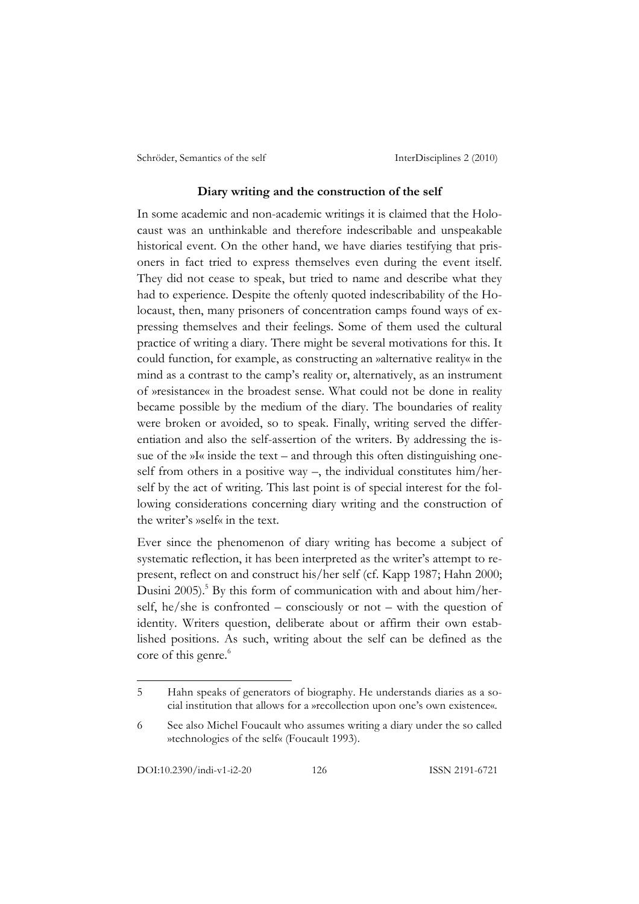**Diary writing and the construction of the self**

In some academic and non-academic writings it is claimed that the Holocaust was an unthinkable and therefore indescribable and unspeakable historical event. On the other hand, we have diaries testifying that prisoners in fact tried to express themselves even during the event itself. They did not cease to speak, but tried to name and describe what they had to experience. Despite the oftenly quoted indescribability of the Holocaust, then, many prisoners of concentration camps found ways of expressing themselves and their feelings. Some of them used the cultural practice of writing a diary. There might be several motivations for this. It could function, for example, as constructing an »alternative reality« in the mind as a contrast to the camp's reality or, alternatively, as an instrument of »resistance« in the broadest sense. What could not be done in reality became possible by the medium of the diary. The boundaries of reality were broken or avoided, so to speak. Finally, writing served the differentiation and also the self-assertion of the writers. By addressing the issue of the »I« inside the text – and through this often distinguishing oneself from others in a positive way –, the individual constitutes him/herself by the act of writing. This last point is of special interest for the following considerations concerning diary writing and the construction of the writer's »self« in the text.

Ever since the phenomenon of diary writing has become a subject of systematic reflection, it has been interpreted as the writer's attempt to represent, reflect on and construct his/her self (cf. Kapp 1987; Hahn 2000; Dusini 2005).[5] By this form of communication with and about him/herself, he/she is confronted – consciously or not – with the question of identity. Writers question, deliberate about or affirm their own established positions. As such, writing about the self can be defined as the core of this genre.[6]

---

5 Hahn speaks of generators of biography. He understands diaries as a social institution that allows for a »recollection upon one's own existence«.

6 See also Michel Foucault who assumes writing a diary under the so called »technologies of the self« (Foucault 1993).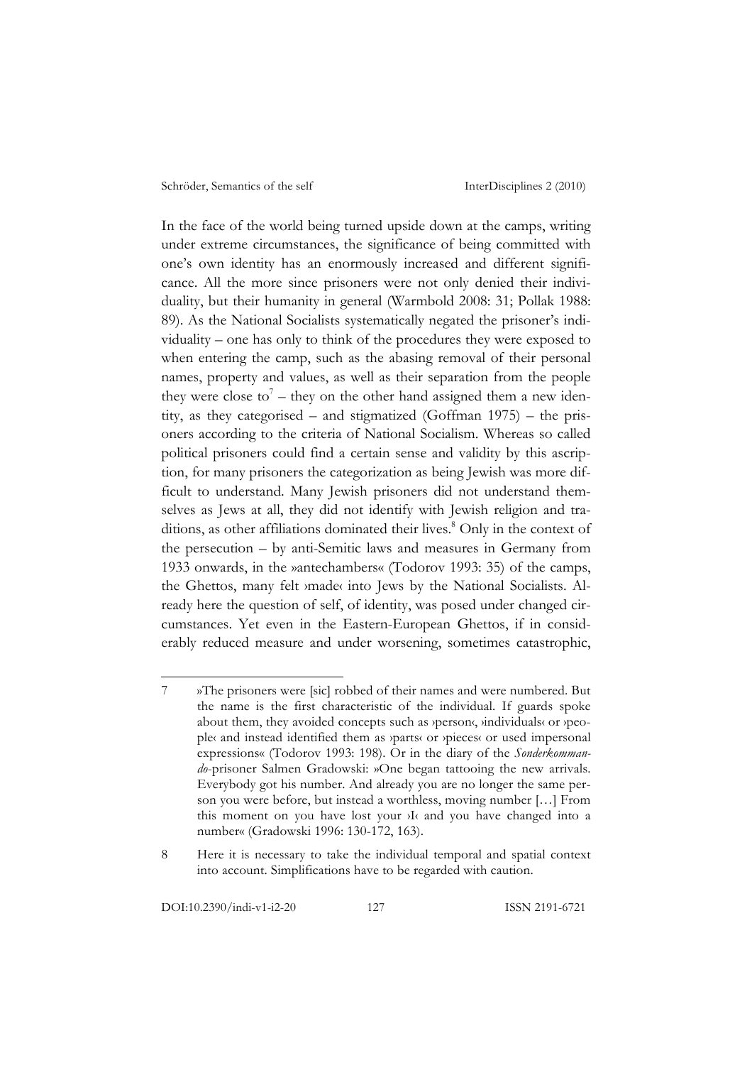In the face of the world being turned upside down at the camps, writing under extreme circumstances, the significance of being committed with one's own identity has an enormously increased and different significance. All the more since prisoners were not only denied their individuality, but their humanity in general (Warmbold 2008: 31; Pollak 1988: 89). As the National Socialists systematically negated the prisoner's individuality – one has only to think of the procedures they were exposed to when entering the camp, such as the abasing removal of their personal names, property and values, as well as their separation from the people they were close to[7] – they on the other hand assigned them a new identity, as they categorised – and stigmatized (Goffman 1975) – the prisoners according to the criteria of National Socialism. Whereas so called political prisoners could find a certain sense and validity by this ascription, for many prisoners the categorization as being Jewish was more difficult to understand. Many Jewish prisoners did not understand themselves as Jews at all, they did not identify with Jewish religion and traditions, as other affiliations dominated their lives.[8] Only in the context of the persecution – by anti-Semitic laws and measures in Germany from 1933 onwards, in the »antechambers« (Todorov 1993: 35) of the camps, the Ghettos, many felt ›made‹ into Jews by the National Socialists. Already here the question of self, of identity, was posed under changed circumstances. Yet even in the Eastern-European Ghettos, if in considerably reduced measure and under worsening, sometimes catastrophic,

---

7 »The prisoners were [sic] robbed of their names and were numbered. But the name is the first characteristic of the individual. If guards spoke about them, they avoided concepts such as ›person‹, ›individuals‹ or ›people‹ and instead identified them as ›parts‹ or ›pieces‹ or used impersonal expressions« (Todorov 1993: 198). Or in the diary of the *Sonderkommando*-prisoner Salmen Gradowski: »One began tattooing the new arrivals. Everybody got his number. And already you are no longer the same person you were before, but instead a worthless, moving number […] From this moment on you have lost your ›I‹ and you have changed into a number« (Gradowski 1996: 130-172, 163).

8 Here it is necessary to take the individual temporal and spatial context into account. Simplifications have to be regarded with caution.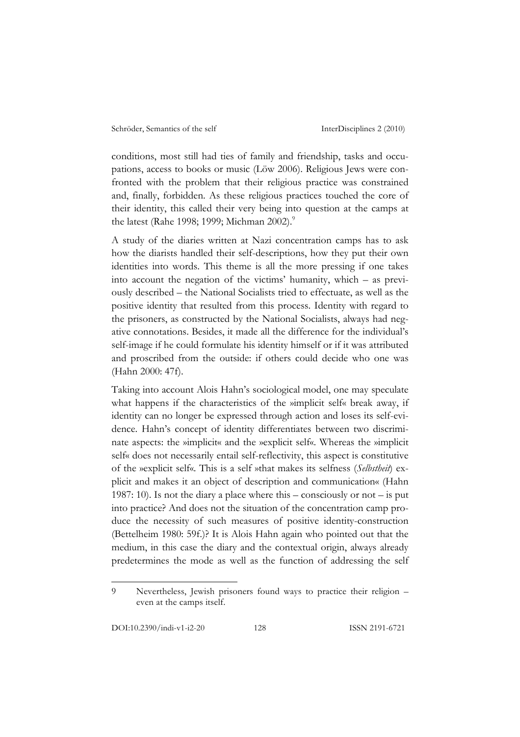conditions, most still had ties of family and friendship, tasks and occupations, access to books or music (Löw 2006). Religious Jews were confronted with the problem that their religious practice was constrained and, finally, forbidden. As these religious practices touched the core of their identity, this called their very being into question at the camps at the latest (Rahe 1998; 1999; Michman 2002).[9]

A study of the diaries written at Nazi concentration camps has to ask how the diarists handled their self-descriptions, how they put their own identities into words. This theme is all the more pressing if one takes into account the negation of the victims' humanity, which – as previously described – the National Socialists tried to effectuate, as well as the positive identity that resulted from this process. Identity with regard to the prisoners, as constructed by the National Socialists, always had negative connotations. Besides, it made all the difference for the individual's self-image if he could formulate his identity himself or if it was attributed and proscribed from the outside: if others could decide who one was (Hahn 2000: 47f).

Taking into account Alois Hahn's sociological model, one may speculate what happens if the characteristics of the »implicit self« break away, if identity can no longer be expressed through action and loses its self-evidence. Hahn's concept of identity differentiates between two discriminate aspects: the »implicit« and the »explicit self«. Whereas the »implicit self« does not necessarily entail self-reflectivity, this aspect is constitutive of the »explicit self«. This is a self »that makes its selfness (*Selbstheit*) explicit and makes it an object of description and communication« (Hahn 1987: 10). Is not the diary a place where this – consciously or not – is put into practice? And does not the situation of the concentration camp produce the necessity of such measures of positive identity-construction (Bettelheim 1980: 59f.)? It is Alois Hahn again who pointed out that the medium, in this case the diary and the contextual origin, always already predetermines the mode as well as the function of addressing the self

---

9 Nevertheless, Jewish prisoners found ways to practice their religion – even at the camps itself.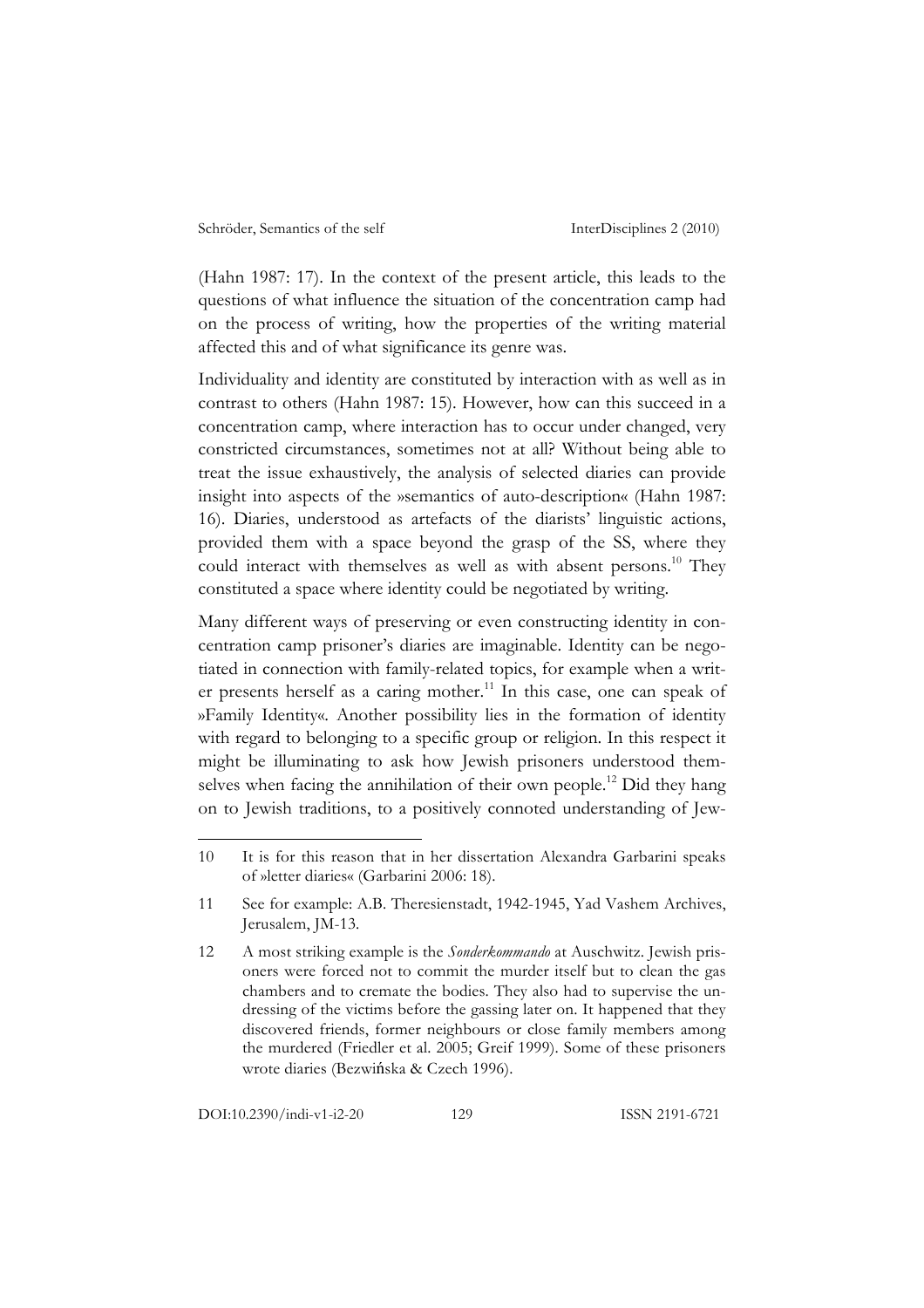(Hahn 1987: 17). In the context of the present article, this leads to the questions of what influence the situation of the concentration camp had on the process of writing, how the properties of the writing material affected this and of what significance its genre was.

Individuality and identity are constituted by interaction with as well as in contrast to others (Hahn 1987: 15). However, how can this succeed in a concentration camp, where interaction has to occur under changed, very constricted circumstances, sometimes not at all? Without being able to treat the issue exhaustively, the analysis of selected diaries can provide insight into aspects of the »semantics of auto-description« (Hahn 1987: 16). Diaries, understood as artefacts of the diarists' linguistic actions, provided them with a space beyond the grasp of the SS, where they could interact with themselves as well as with absent persons.[10] They constituted a space where identity could be negotiated by writing.

Many different ways of preserving or even constructing identity in concentration camp prisoner's diaries are imaginable. Identity can be negotiated in connection with family-related topics, for example when a writer presents herself as a caring mother.[11] In this case, one can speak of »Family Identity«. Another possibility lies in the formation of identity with regard to belonging to a specific group or religion. In this respect it might be illuminating to ask how Jewish prisoners understood themselves when facing the annihilation of their own people.[12] Did they hang on to Jewish traditions, to a positively connoted understanding of Jew-

---

10 It is for this reason that in her dissertation Alexandra Garbarini speaks of »letter diaries« (Garbarini 2006: 18).

11 See for example: A.B. Theresienstadt, 1942-1945, Yad Vashem Archives, Jerusalem, JM-13.

12 A most striking example is the *Sonderkommando* at Auschwitz. Jewish prisoners were forced not to commit the murder itself but to clean the gas chambers and to cremate the bodies. They also had to supervise the undressing of the victims before the gassing later on. It happened that they discovered friends, former neighbours or close family members among the murdered (Friedler et al. 2005; Greif 1999). Some of these prisoners wrote diaries (Bezwińska & Czech 1996).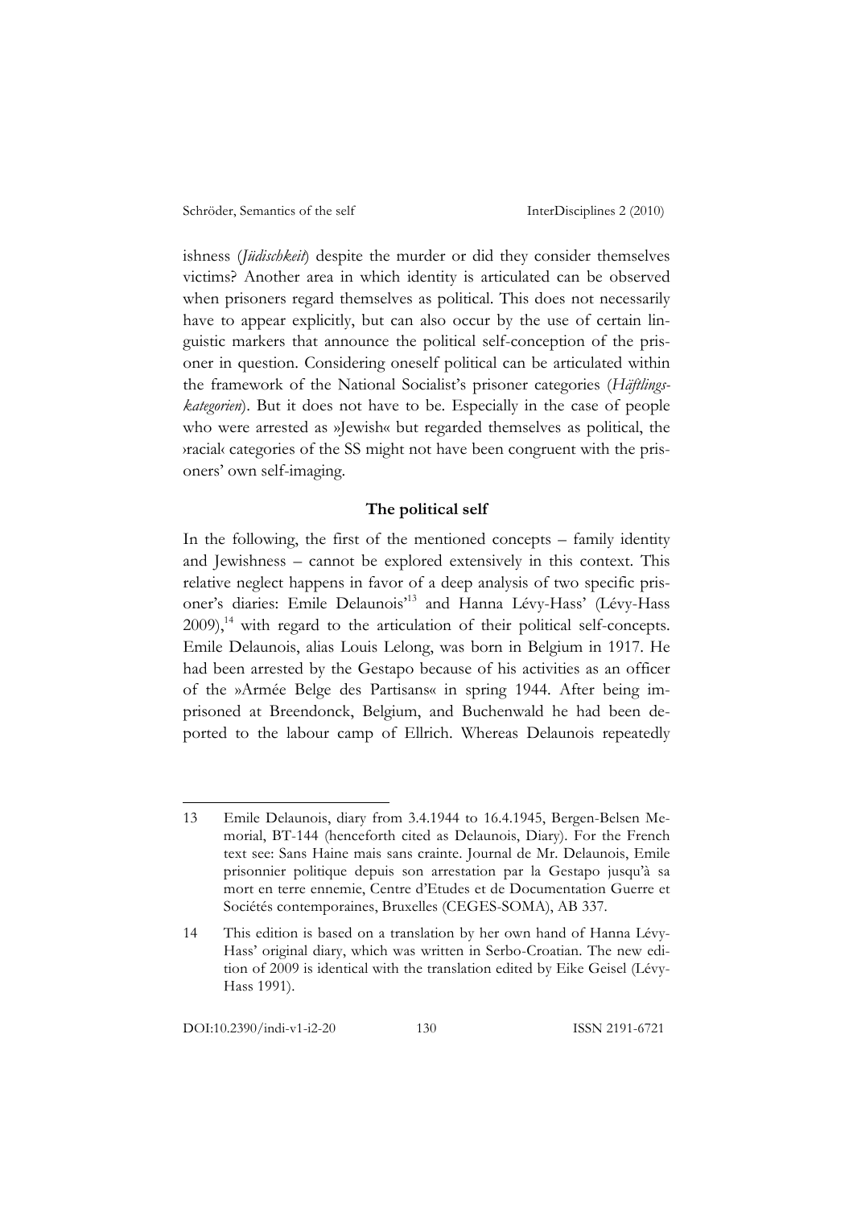ishness (*Jüdischkeit*) despite the murder or did they consider themselves victims? Another area in which identity is articulated can be observed when prisoners regard themselves as political. This does not necessarily have to appear explicitly, but can also occur by the use of certain linguistic markers that announce the political self-conception of the prisoner in question. Considering oneself political can be articulated within the framework of the National Socialist's prisoner categories (*Häftlingskategorien*). But it does not have to be. Especially in the case of people who were arrested as »Jewish« but regarded themselves as political, the ›racial‹ categories of the SS might not have been congruent with the prisoners' own self-imaging.

### The political self

In the following, the first of the mentioned concepts – family identity and Jewishness – cannot be explored extensively in this context. This relative neglect happens in favor of a deep analysis of two specific prisoner's diaries: Emile Delaunois'[13] and Hanna Lévy-Hass' (Lévy-Hass 2009),[14] with regard to the articulation of their political self-concepts. Emile Delaunois, alias Louis Lelong, was born in Belgium in 1917. He had been arrested by the Gestapo because of his activities as an officer of the »Armée Belge des Partisans« in spring 1944. After being imprisoned at Breendonck, Belgium, and Buchenwald he had been deported to the labour camp of Ellrich. Whereas Delaunois repeatedly

---

13 Emile Delaunois, diary from 3.4.1944 to 16.4.1945, Bergen-Belsen Memorial, BT-144 (henceforth cited as Delaunois, Diary). For the French text see: Sans Haine mais sans crainte. Journal de Mr. Delaunois, Emile prisonnier politique depuis son arrestation par la Gestapo jusqu'à sa mort en terre ennemie, Centre d'Etudes et de Documentation Guerre et Sociétés contemporaines, Bruxelles (CEGES-SOMA), AB 337.

14 This edition is based on a translation by her own hand of Hanna Lévy-Hass' original diary, which was written in Serbo-Croatian. The new edition of 2009 is identical with the translation edited by Eike Geisel (Lévy-Hass 1991).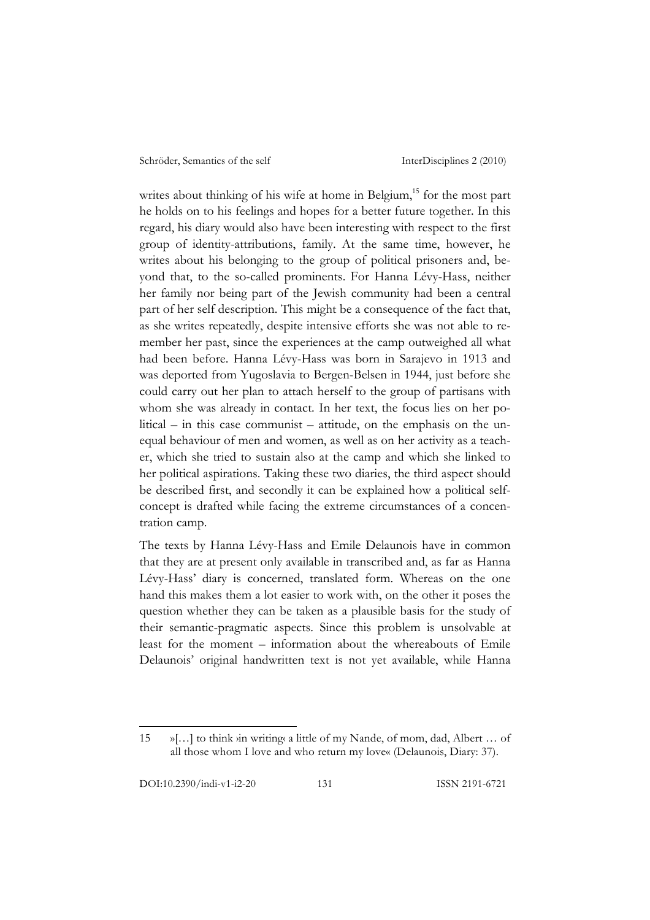writes about thinking of his wife at home in Belgium,[15] for the most part he holds on to his feelings and hopes for a better future together. In this regard, his diary would also have been interesting with respect to the first group of identity-attributions, family. At the same time, however, he writes about his belonging to the group of political prisoners and, beyond that, to the so-called prominents. For Hanna Lévy-Hass, neither her family nor being part of the Jewish community had been a central part of her self description. This might be a consequence of the fact that, as she writes repeatedly, despite intensive efforts she was not able to remember her past, since the experiences at the camp outweighed all what had been before. Hanna Lévy-Hass was born in Sarajevo in 1913 and was deported from Yugoslavia to Bergen-Belsen in 1944, just before she could carry out her plan to attach herself to the group of partisans with whom she was already in contact. In her text, the focus lies on her political – in this case communist – attitude, on the emphasis on the unequal behaviour of men and women, as well as on her activity as a teacher, which she tried to sustain also at the camp and which she linked to her political aspirations. Taking these two diaries, the third aspect should be described first, and secondly it can be explained how a political self-concept is drafted while facing the extreme circumstances of a concentration camp.

The texts by Hanna Lévy-Hass and Emile Delaunois have in common that they are at present only available in transcribed and, as far as Hanna Lévy-Hass' diary is concerned, translated form. Whereas on the one hand this makes them a lot easier to work with, on the other it poses the question whether they can be taken as a plausible basis for the study of their semantic-pragmatic aspects. Since this problem is unsolvable at least for the moment – information about the whereabouts of Emile Delaunois' original handwritten text is not yet available, while Hanna

---

15 »[…] to think ›in writing‹ a little of my Nande, of mom, dad, Albert … of all those whom I love and who return my love« (Delaunois, Diary: 37).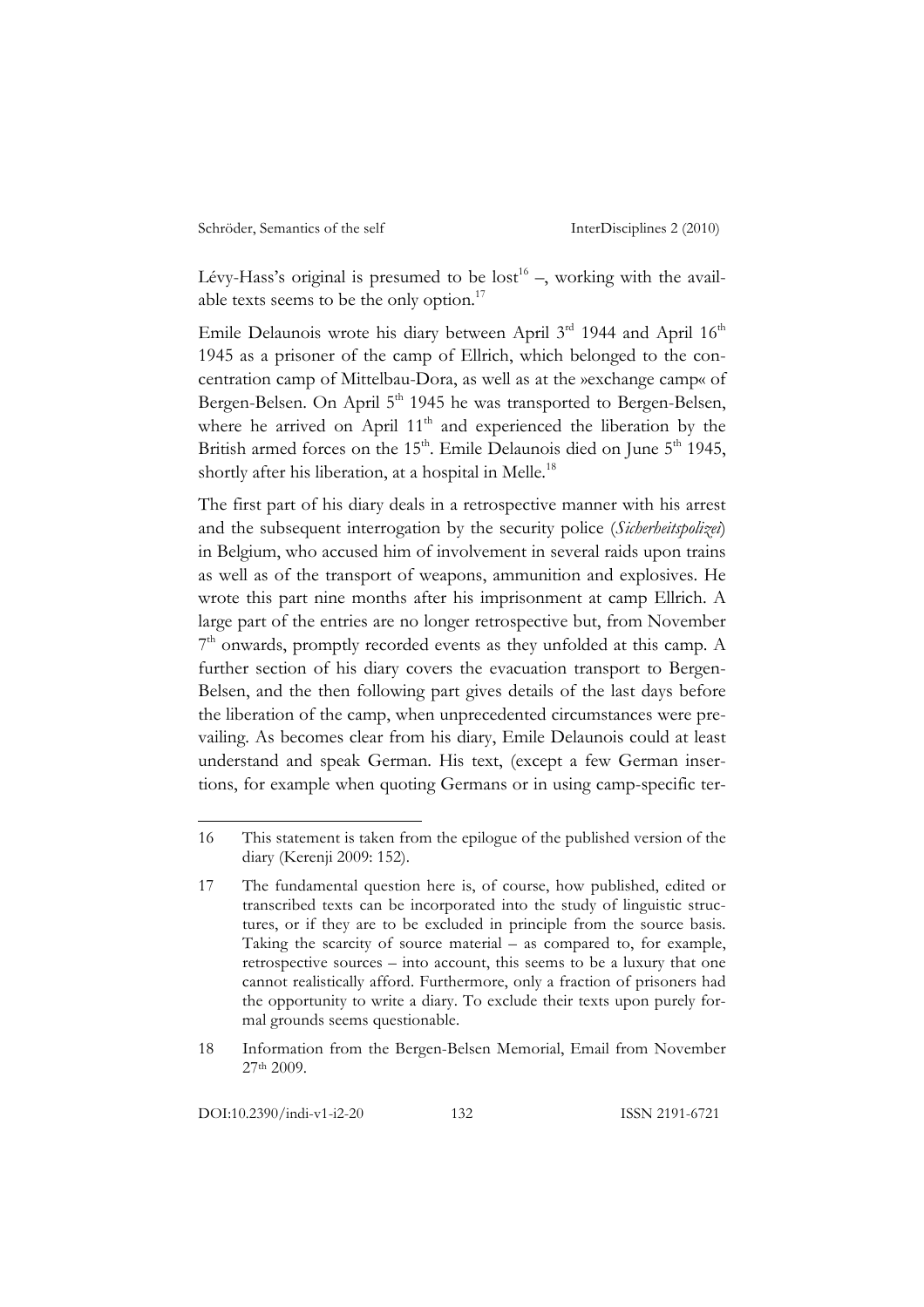Lévy-Hass's original is presumed to be lost[16] –, working with the available texts seems to be the only option.[17]

Emile Delaunois wrote his diary between April 3rd 1944 and April 16th 1945 as a prisoner of the camp of Ellrich, which belonged to the concentration camp of Mittelbau-Dora, as well as at the »exchange camp« of Bergen-Belsen. On April 5th 1945 he was transported to Bergen-Belsen, where he arrived on April 11th and experienced the liberation by the British armed forces on the 15th. Emile Delaunois died on June 5th 1945, shortly after his liberation, at a hospital in Melle.[18]

The first part of his diary deals in a retrospective manner with his arrest and the subsequent interrogation by the security police (*Sicherheitspolizei*) in Belgium, who accused him of involvement in several raids upon trains as well as of the transport of weapons, ammunition and explosives. He wrote this part nine months after his imprisonment at camp Ellrich. A large part of the entries are no longer retrospective but, from November 7th onwards, promptly recorded events as they unfolded at this camp. A further section of his diary covers the evacuation transport to Bergen-Belsen, and the then following part gives details of the last days before the liberation of the camp, when unprecedented circumstances were prevailing. As becomes clear from his diary, Emile Delaunois could at least understand and speak German. His text, (except a few German insertions, for example when quoting Germans or in using camp-specific ter-

---

16 This statement is taken from the epilogue of the published version of the diary (Kerenji 2009: 152).

17 The fundamental question here is, of course, how published, edited or transcribed texts can be incorporated into the study of linguistic structures, or if they are to be excluded in principle from the source basis. Taking the scarcity of source material – as compared to, for example, retrospective sources – into account, this seems to be a luxury that one cannot realistically afford. Furthermore, only a fraction of prisoners had the opportunity to write a diary. To exclude their texts upon purely formal grounds seems questionable.

18 Information from the Bergen-Belsen Memorial, Email from November 27th 2009.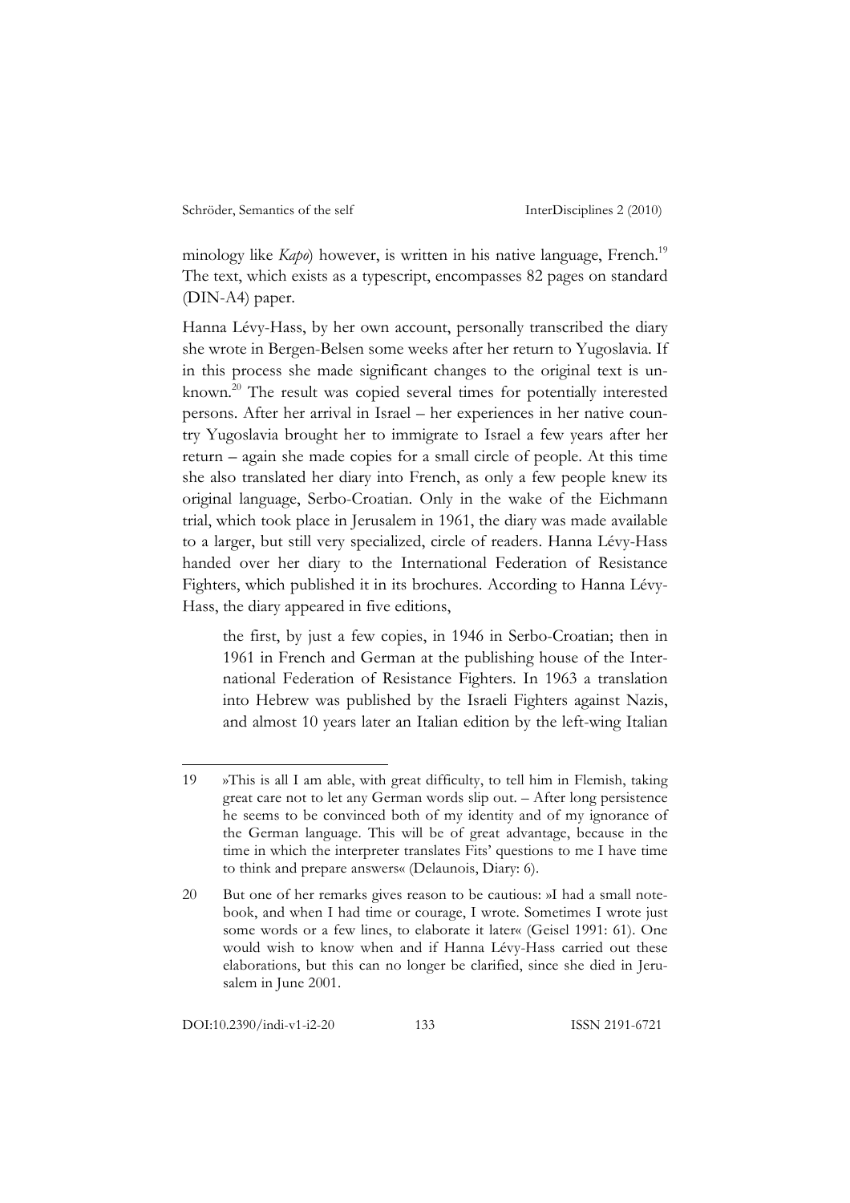minology like *Kapo*) however, is written in his native language, French.[19] The text, which exists as a typescript, encompasses 82 pages on standard (DIN-A4) paper.

Hanna Lévy-Hass, by her own account, personally transcribed the diary she wrote in Bergen-Belsen some weeks after her return to Yugoslavia. If in this process she made significant changes to the original text is unknown.[20] The result was copied several times for potentially interested persons. After her arrival in Israel – her experiences in her native country Yugoslavia brought her to immigrate to Israel a few years after her return – again she made copies for a small circle of people. At this time she also translated her diary into French, as only a few people knew its original language, Serbo-Croatian. Only in the wake of the Eichmann trial, which took place in Jerusalem in 1961, the diary was made available to a larger, but still very specialized, circle of readers. Hanna Lévy-Hass handed over her diary to the International Federation of Resistance Fighters, which published it in its brochures. According to Hanna Lévy-Hass, the diary appeared in five editions,

> the first, by just a few copies, in 1946 in Serbo-Croatian; then in 1961 in French and German at the publishing house of the International Federation of Resistance Fighters. In 1963 a translation into Hebrew was published by the Israeli Fighters against Nazis, and almost 10 years later an Italian edition by the left-wing Italian

---

19 »This is all I am able, with great difficulty, to tell him in Flemish, taking great care not to let any German words slip out. – After long persistence he seems to be convinced both of my identity and of my ignorance of the German language. This will be of great advantage, because in the time in which the interpreter translates Fits' questions to me I have time to think and prepare answers« (Delaunois, Diary: 6).

20 But one of her remarks gives reason to be cautious: »I had a small notebook, and when I had time or courage, I wrote. Sometimes I wrote just some words or a few lines, to elaborate it later« (Geisel 1991: 61). One would wish to know when and if Hanna Lévy-Hass carried out these elaborations, but this can no longer be clarified, since she died in Jerusalem in June 2001.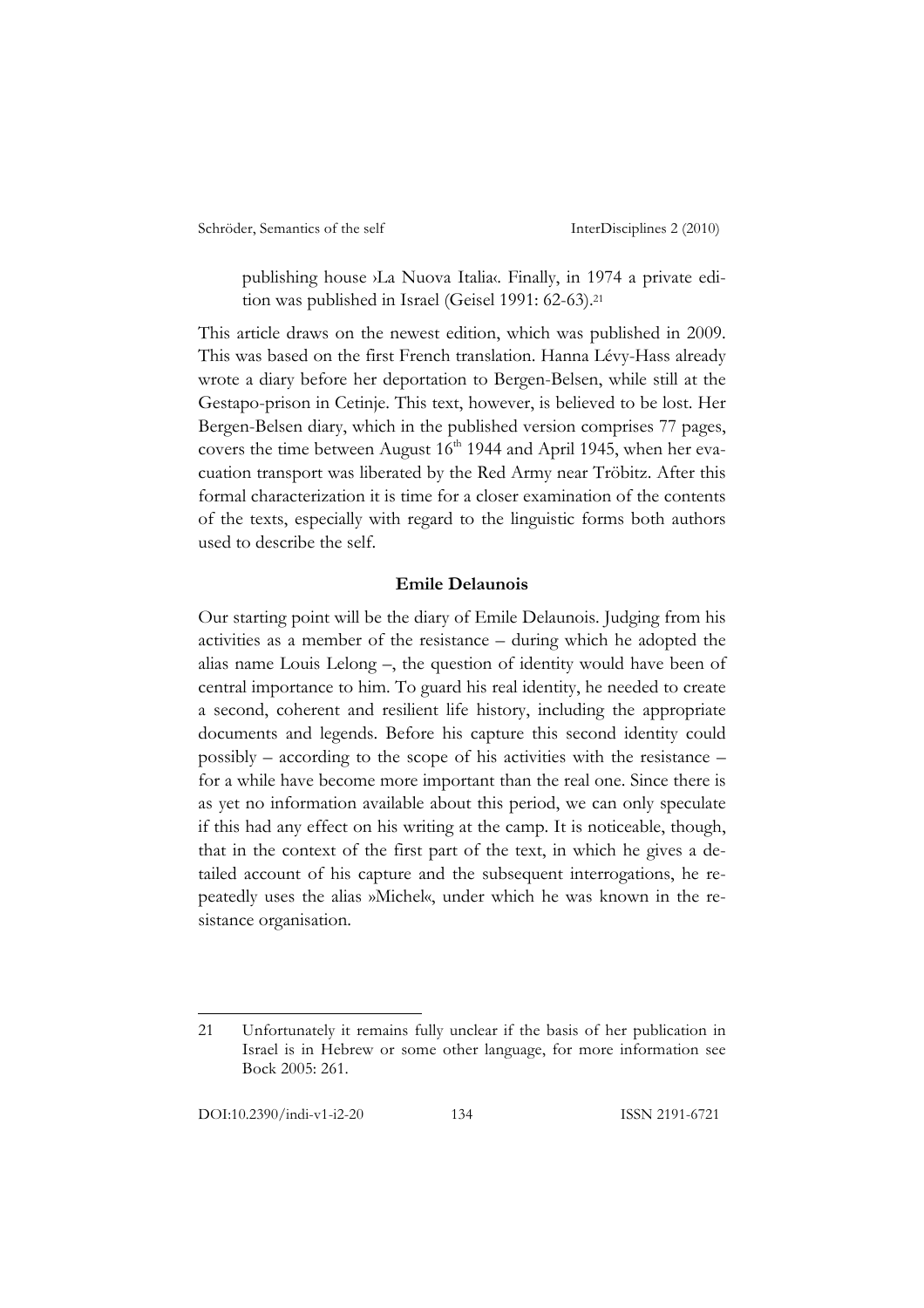publishing house ›La Nuova Italia‹. Finally, in 1974 a private edition was published in Israel (Geisel 1991: 62-63).[21]

This article draws on the newest edition, which was published in 2009. This was based on the first French translation. Hanna Lévy-Hass already wrote a diary before her deportation to Bergen-Belsen, while still at the Gestapo-prison in Cetinje. This text, however, is believed to be lost. Her Bergen-Belsen diary, which in the published version comprises 77 pages, covers the time between August 16th 1944 and April 1945, when her evacuation transport was liberated by the Red Army near Tröbitz. After this formal characterization it is time for a closer examination of the contents of the texts, especially with regard to the linguistic forms both authors used to describe the self.

### Emile Delaunois

Our starting point will be the diary of Emile Delaunois. Judging from his activities as a member of the resistance – during which he adopted the alias name Louis Lelong –, the question of identity would have been of central importance to him. To guard his real identity, he needed to create a second, coherent and resilient life history, including the appropriate documents and legends. Before his capture this second identity could possibly – according to the scope of his activities with the resistance – for a while have become more important than the real one. Since there is as yet no information available about this period, we can only speculate if this had any effect on his writing at the camp. It is noticeable, though, that in the context of the first part of the text, in which he gives a detailed account of his capture and the subsequent interrogations, he repeatedly uses the alias »Michel«, under which he was known in the resistance organisation.

---

21 Unfortunately it remains fully unclear if the basis of her publication in Israel is in Hebrew or some other language, for more information see Bock 2005: 261.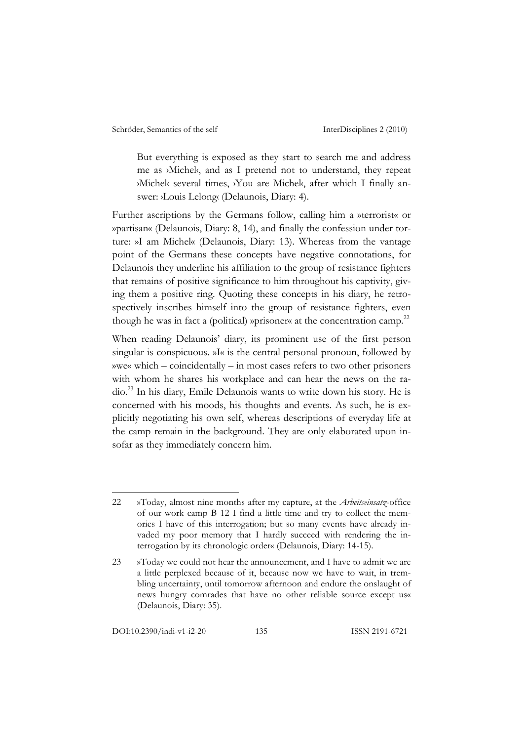> But everything is exposed as they start to search me and address me as ›Michel‹, and as I pretend not to understand, they repeat ›Michel‹ several times, ›You are Michel‹, after which I finally answer: ›Louis Lelong‹ (Delaunois, Diary: 4).

Further ascriptions by the Germans follow, calling him a »terrorist« or »partisan« (Delaunois, Diary: 8, 14), and finally the confession under torture: »I am Michel« (Delaunois, Diary: 13). Whereas from the vantage point of the Germans these concepts have negative connotations, for Delaunois they underline his affiliation to the group of resistance fighters that remains of positive significance to him throughout his captivity, giving them a positive ring. Quoting these concepts in his diary, he retrospectively inscribes himself into the group of resistance fighters, even though he was in fact a (political) »prisoner« at the concentration camp.[22]

When reading Delaunois' diary, its prominent use of the first person singular is conspicuous. »I« is the central personal pronoun, followed by »we« which – coincidentally – in most cases refers to two other prisoners with whom he shares his workplace and can hear the news on the radio.[23] In his diary, Emile Delaunois wants to write down his story. He is concerned with his moods, his thoughts and events. As such, he is explicitly negotiating his own self, whereas descriptions of everyday life at the camp remain in the background. They are only elaborated upon insofar as they immediately concern him.

---

22 »Today, almost nine months after my capture, at the *Arbeitseinsatz*-office of our work camp B 12 I find a little time and try to collect the memories I have of this interrogation; but so many events have already invaded my poor memory that I hardly succeed with rendering the interrogation by its chronologic order« (Delaunois, Diary: 14-15).

23 »Today we could not hear the announcement, and I have to admit we are a little perplexed because of it, because now we have to wait, in trembling uncertainty, until tomorrow afternoon and endure the onslaught of news hungry comrades that have no other reliable source except us« (Delaunois, Diary: 35).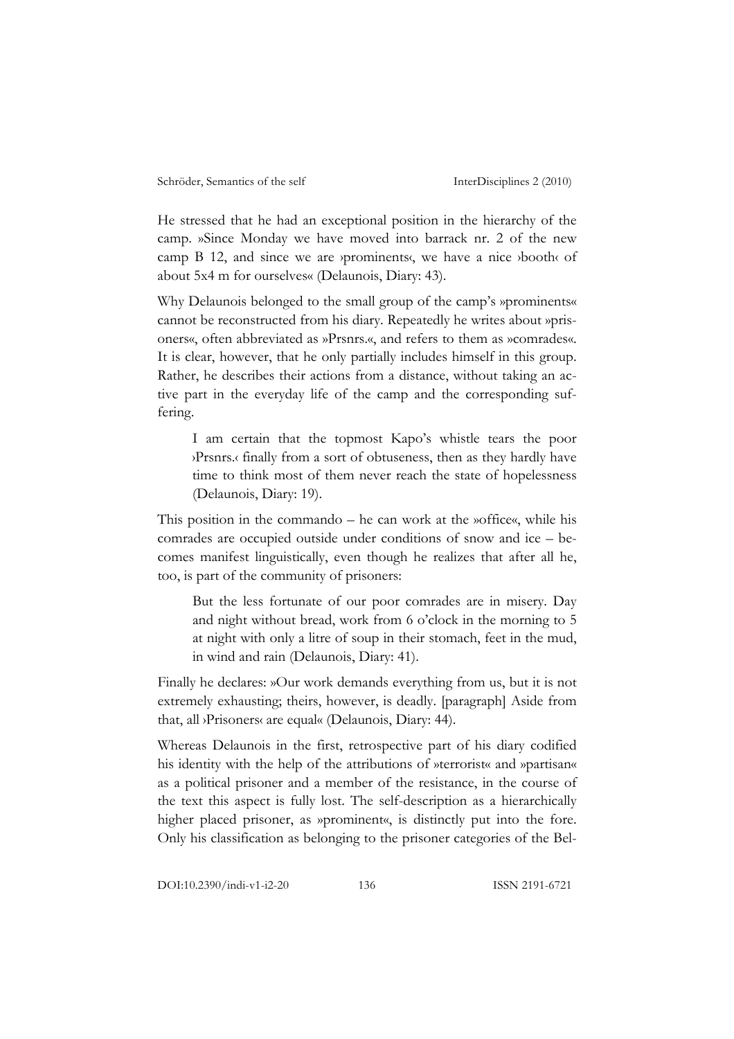He stressed that he had an exceptional position in the hierarchy of the camp. »Since Monday we have moved into barrack nr. 2 of the new camp B 12, and since we are ›prominents‹, we have a nice ›booth‹ of about 5x4 m for ourselves« (Delaunois, Diary: 43).

Why Delaunois belonged to the small group of the camp's »prominents« cannot be reconstructed from his diary. Repeatedly he writes about »prisoners«, often abbreviated as »Prsnrs.«, and refers to them as »comrades«. It is clear, however, that he only partially includes himself in this group. Rather, he describes their actions from a distance, without taking an active part in the everyday life of the camp and the corresponding suffering.

> I am certain that the topmost Kapo's whistle tears the poor ›Prsnrs.‹ finally from a sort of obtuseness, then as they hardly have time to think most of them never reach the state of hopelessness (Delaunois, Diary: 19).

This position in the commando – he can work at the »office«, while his comrades are occupied outside under conditions of snow and ice – becomes manifest linguistically, even though he realizes that after all he, too, is part of the community of prisoners:

> But the less fortunate of our poor comrades are in misery. Day and night without bread, work from 6 o'clock in the morning to 5 at night with only a litre of soup in their stomach, feet in the mud, in wind and rain (Delaunois, Diary: 41).

Finally he declares: »Our work demands everything from us, but it is not extremely exhausting; theirs, however, is deadly. [paragraph] Aside from that, all ›Prisoners‹ are equal« (Delaunois, Diary: 44).

Whereas Delaunois in the first, retrospective part of his diary codified his identity with the help of the attributions of »terrorist« and »partisan« as a political prisoner and a member of the resistance, in the course of the text this aspect is fully lost. The self-description as a hierarchically higher placed prisoner, as »prominent«, is distinctly put into the fore. Only his classification as belonging to the prisoner categories of the Bel-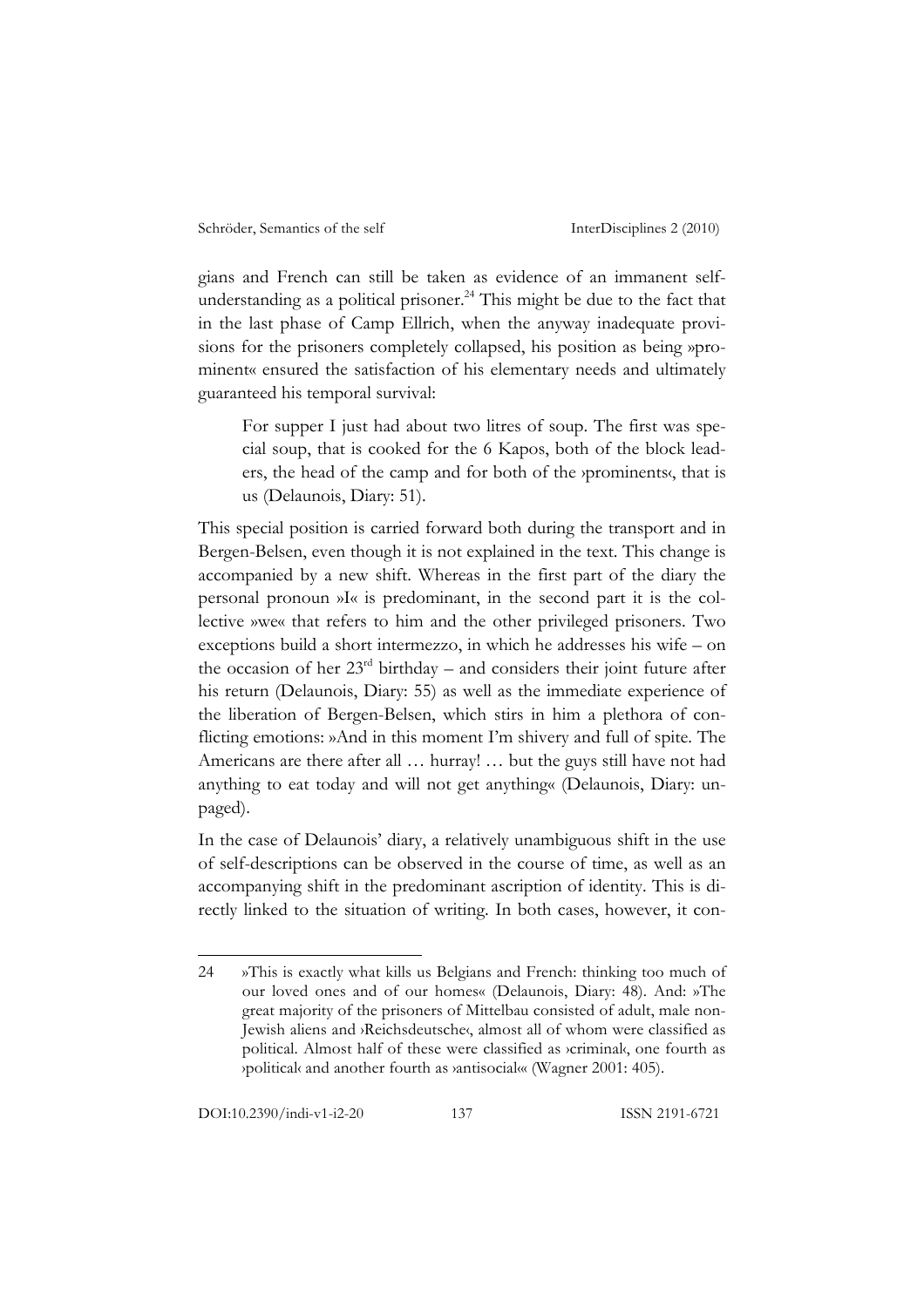gians and French can still be taken as evidence of an immanent self-understanding as a political prisoner.[24] This might be due to the fact that in the last phase of Camp Ellrich, when the anyway inadequate provisions for the prisoners completely collapsed, his position as being »prominent« ensured the satisfaction of his elementary needs and ultimately guaranteed his temporal survival:

> For supper I just had about two litres of soup. The first was special soup, that is cooked for the 6 Kapos, both of the block leaders, the head of the camp and for both of the ›prominents‹, that is us (Delaunois, Diary: 51).

This special position is carried forward both during the transport and in Bergen-Belsen, even though it is not explained in the text. This change is accompanied by a new shift. Whereas in the first part of the diary the personal pronoun »I« is predominant, in the second part it is the collective »we« that refers to him and the other privileged prisoners. Two exceptions build a short intermezzo, in which he addresses his wife – on the occasion of her 23rd birthday – and considers their joint future after his return (Delaunois, Diary: 55) as well as the immediate experience of the liberation of Bergen-Belsen, which stirs in him a plethora of conflicting emotions: »And in this moment I'm shivery and full of spite. The Americans are there after all … hurray! … but the guys still have not had anything to eat today and will not get anything« (Delaunois, Diary: unpaged).

In the case of Delaunois' diary, a relatively unambiguous shift in the use of self-descriptions can be observed in the course of time, as well as an accompanying shift in the predominant ascription of identity. This is directly linked to the situation of writing. In both cases, however, it con-

---

24 »This is exactly what kills us Belgians and French: thinking too much of our loved ones and of our homes« (Delaunois, Diary: 48). And: »The great majority of the prisoners of Mittelbau consisted of adult, male non-Jewish aliens and ›Reichsdeutsche‹, almost all of whom were classified as political. Almost half of these were classified as ›criminal‹, one fourth as ›political‹ and another fourth as ›antisocial‹« (Wagner 2001: 405).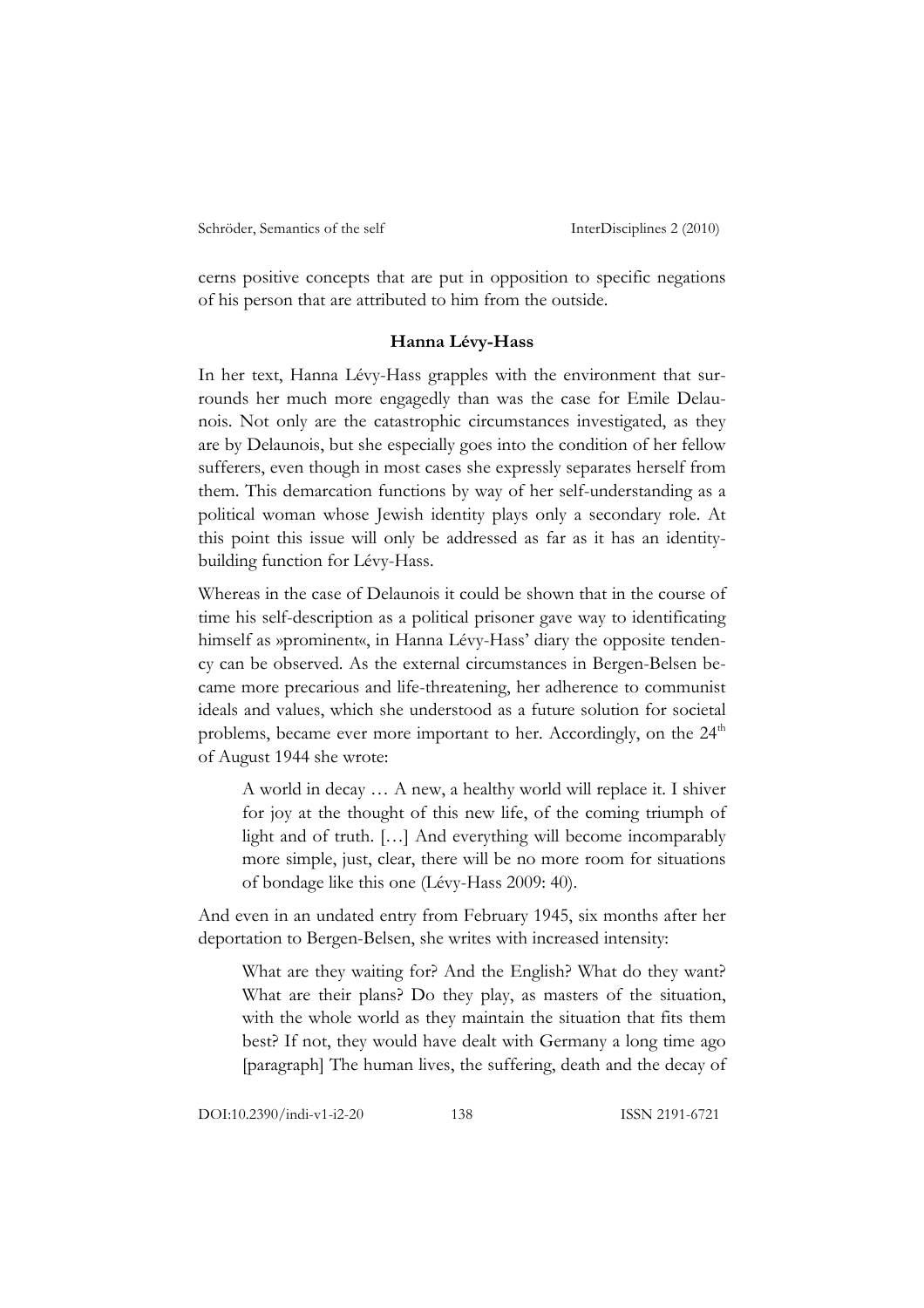cerns positive concepts that are put in opposition to specific negations of his person that are attributed to him from the outside.

### Hanna Lévy-Hass

In her text, Hanna Lévy-Hass grapples with the environment that surrounds her much more engagedly than was the case for Emile Delaunois. Not only are the catastrophic circumstances investigated, as they are by Delaunois, but she especially goes into the condition of her fellow sufferers, even though in most cases she expressly separates herself from them. This demarcation functions by way of her self-understanding as a political woman whose Jewish identity plays only a secondary role. At this point this issue will only be addressed as far as it has an identity-building function for Lévy-Hass.

Whereas in the case of Delaunois it could be shown that in the course of time his self-description as a political prisoner gave way to identificating himself as »prominent«, in Hanna Lévy-Hass' diary the opposite tendency can be observed. As the external circumstances in Bergen-Belsen became more precarious and life-threatening, her adherence to communist ideals and values, which she understood as a future solution for societal problems, became ever more important to her. Accordingly, on the 24th of August 1944 she wrote:

> A world in decay … A new, a healthy world will replace it. I shiver for joy at the thought of this new life, of the coming triumph of light and of truth. […] And everything will become incomparably more simple, just, clear, there will be no more room for situations of bondage like this one (Lévy-Hass 2009: 40).

And even in an undated entry from February 1945, six months after her deportation to Bergen-Belsen, she writes with increased intensity:

> What are they waiting for? And the English? What do they want? What are their plans? Do they play, as masters of the situation, with the whole world as they maintain the situation that fits them best? If not, they would have dealt with Germany a long time ago [paragraph] The human lives, the suffering, death and the decay of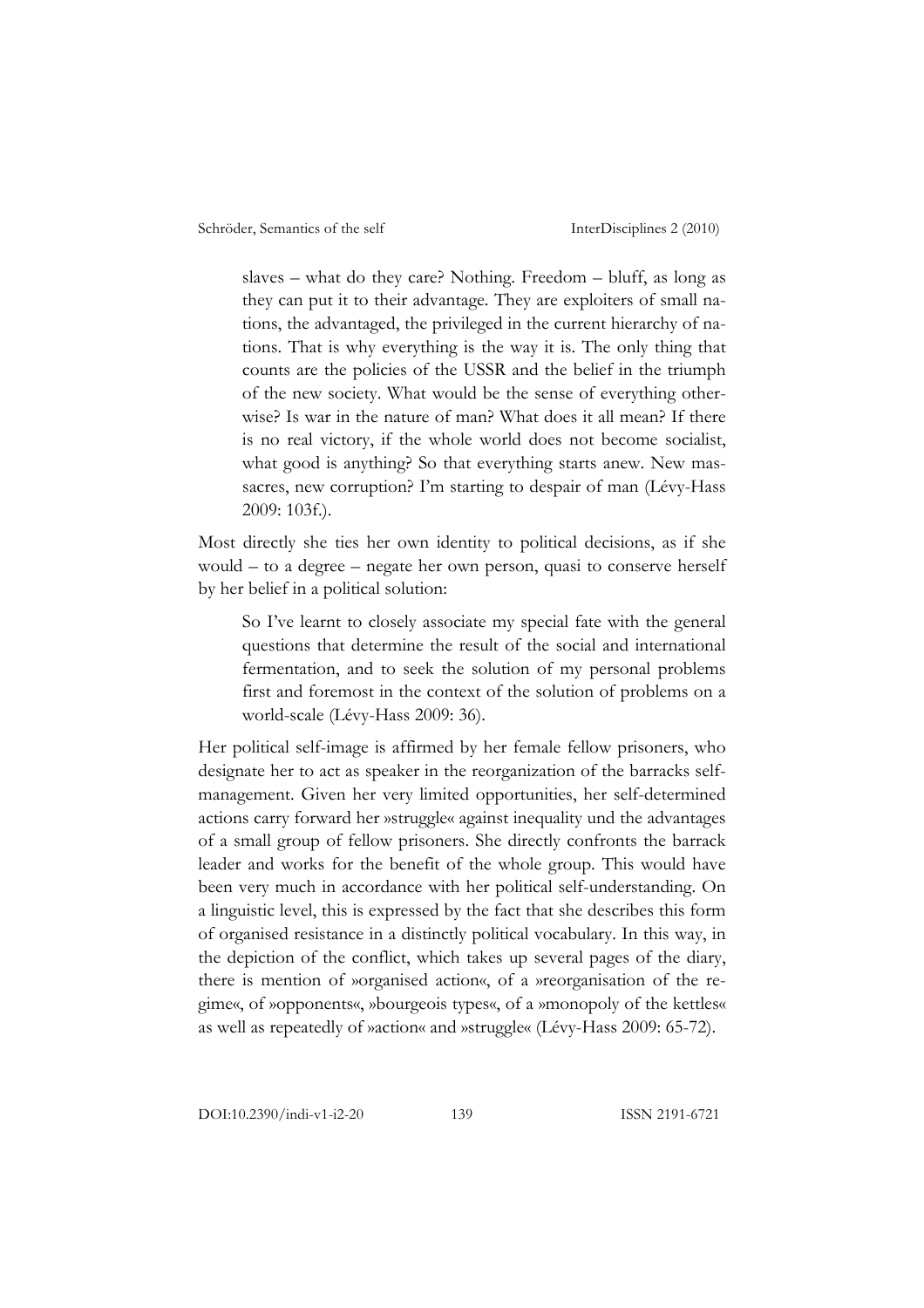> slaves – what do they care? Nothing. Freedom – bluff, as long as they can put it to their advantage. They are exploiters of small nations, the advantaged, the privileged in the current hierarchy of nations. That is why everything is the way it is. The only thing that counts are the policies of the USSR and the belief in the triumph of the new society. What would be the sense of everything otherwise? Is war in the nature of man? What does it all mean? If there is no real victory, if the whole world does not become socialist, what good is anything? So that everything starts anew. New massacres, new corruption? I'm starting to despair of man (Lévy-Hass 2009: 103f.).

Most directly she ties her own identity to political decisions, as if she would – to a degree – negate her own person, quasi to conserve herself by her belief in a political solution:

> So I've learnt to closely associate my special fate with the general questions that determine the result of the social and international fermentation, and to seek the solution of my personal problems first and foremost in the context of the solution of problems on a world-scale (Lévy-Hass 2009: 36).

Her political self-image is affirmed by her female fellow prisoners, who designate her to act as speaker in the reorganization of the barracks self-management. Given her very limited opportunities, her self-determined actions carry forward her »struggle« against inequality und the advantages of a small group of fellow prisoners. She directly confronts the barrack leader and works for the benefit of the whole group. This would have been very much in accordance with her political self-understanding. On a linguistic level, this is expressed by the fact that she describes this form of organised resistance in a distinctly political vocabulary. In this way, in the depiction of the conflict, which takes up several pages of the diary, there is mention of »organised action«, of a »reorganisation of the regime«, of »opponents«, »bourgeois types«, of a »monopoly of the kettles« as well as repeatedly of »action« and »struggle« (Lévy-Hass 2009: 65-72).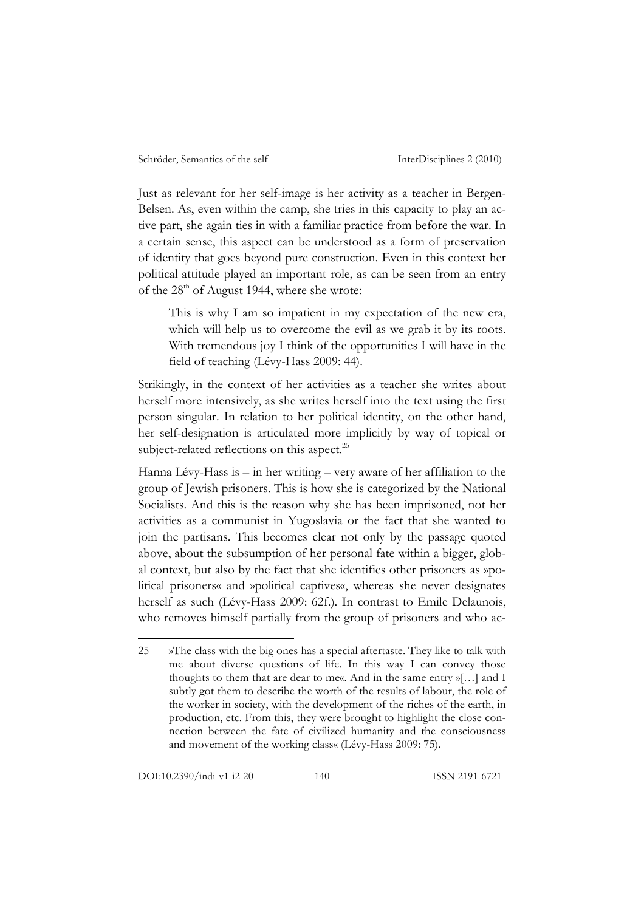Just as relevant for her self-image is her activity as a teacher in Bergen-Belsen. As, even within the camp, she tries in this capacity to play an active part, she again ties in with a familiar practice from before the war. In a certain sense, this aspect can be understood as a form of preservation of identity that goes beyond pure construction. Even in this context her political attitude played an important role, as can be seen from an entry of the 28th of August 1944, where she wrote:

> This is why I am so impatient in my expectation of the new era, which will help us to overcome the evil as we grab it by its roots. With tremendous joy I think of the opportunities I will have in the field of teaching (Lévy-Hass 2009: 44).

Strikingly, in the context of her activities as a teacher she writes about herself more intensively, as she writes herself into the text using the first person singular. In relation to her political identity, on the other hand, her self-designation is articulated more implicitly by way of topical or subject-related reflections on this aspect.[25]

Hanna Lévy-Hass is – in her writing – very aware of her affiliation to the group of Jewish prisoners. This is how she is categorized by the National Socialists. And this is the reason why she has been imprisoned, not her activities as a communist in Yugoslavia or the fact that she wanted to join the partisans. This becomes clear not only by the passage quoted above, about the subsumption of her personal fate within a bigger, global context, but also by the fact that she identifies other prisoners as »political prisoners« and »political captives«, whereas she never designates herself as such (Lévy-Hass 2009: 62f.). In contrast to Emile Delaunois, who removes himself partially from the group of prisoners and who ac-

---

25 »The class with the big ones has a special aftertaste. They like to talk with me about diverse questions of life. In this way I can convey those thoughts to them that are dear to me«. And in the same entry »[…] and I subtly got them to describe the worth of the results of labour, the role of the worker in society, with the development of the riches of the earth, in production, etc. From this, they were brought to highlight the close connection between the fate of civilized humanity and the consciousness and movement of the working class« (Lévy-Hass 2009: 75).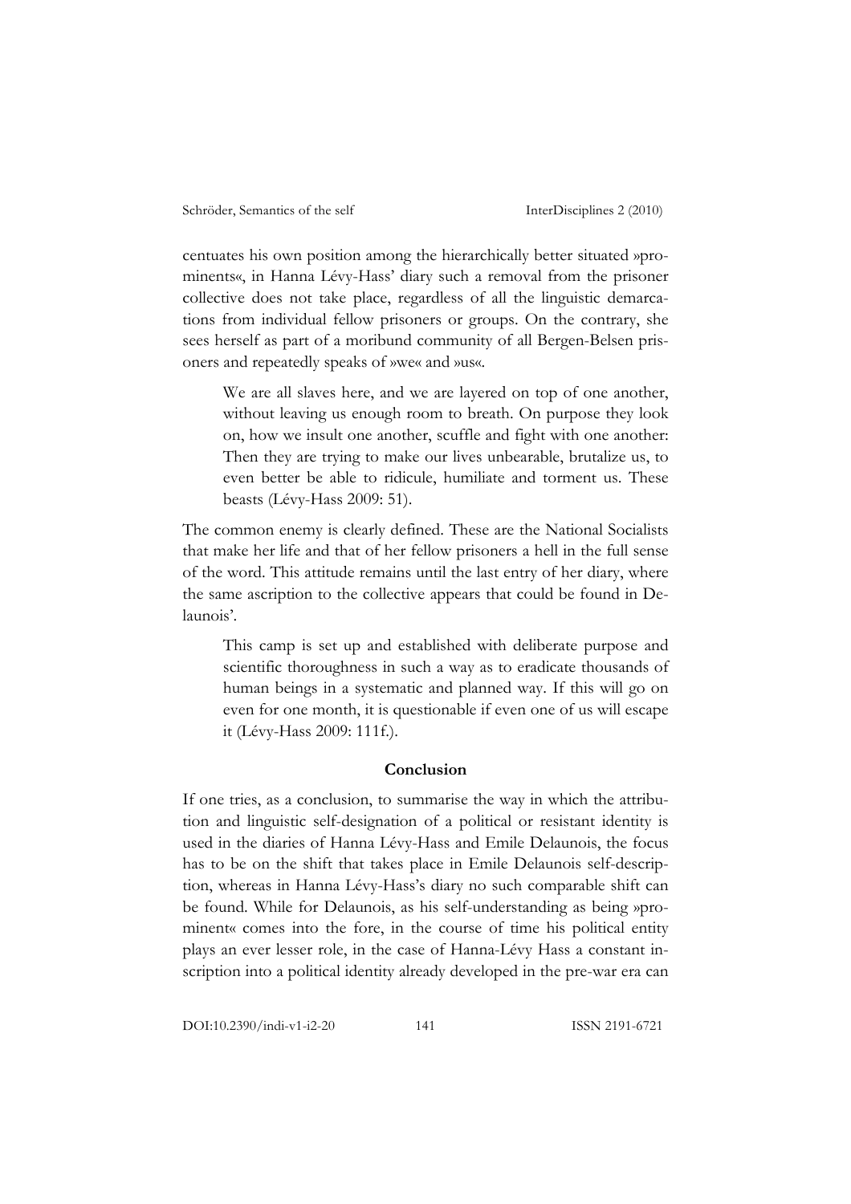centuates his own position among the hierarchically better situated »prominents«, in Hanna Lévy-Hass' diary such a removal from the prisoner collective does not take place, regardless of all the linguistic demarcations from individual fellow prisoners or groups. On the contrary, she sees herself as part of a moribund community of all Bergen-Belsen prisoners and repeatedly speaks of »we« and »us«.

> We are all slaves here, and we are layered on top of one another, without leaving us enough room to breath. On purpose they look on, how we insult one another, scuffle and fight with one another: Then they are trying to make our lives unbearable, brutalize us, to even better be able to ridicule, humiliate and torment us. These beasts (Lévy-Hass 2009: 51).

The common enemy is clearly defined. These are the National Socialists that make her life and that of her fellow prisoners a hell in the full sense of the word. This attitude remains until the last entry of her diary, where the same ascription to the collective appears that could be found in Delaunois'.

> This camp is set up and established with deliberate purpose and scientific thoroughness in such a way as to eradicate thousands of human beings in a systematic and planned way. If this will go on even for one month, it is questionable if even one of us will escape it (Lévy-Hass 2009: 111f.).

## Conclusion

If one tries, as a conclusion, to summarise the way in which the attribution and linguistic self-designation of a political or resistant identity is used in the diaries of Hanna Lévy-Hass and Emile Delaunois, the focus has to be on the shift that takes place in Emile Delaunois self-description, whereas in Hanna Lévy-Hass's diary no such comparable shift can be found. While for Delaunois, as his self-understanding as being »prominent« comes into the fore, in the course of time his political entity plays an ever lesser role, in the case of Hanna-Lévy Hass a constant inscription into a political identity already developed in the pre-war era can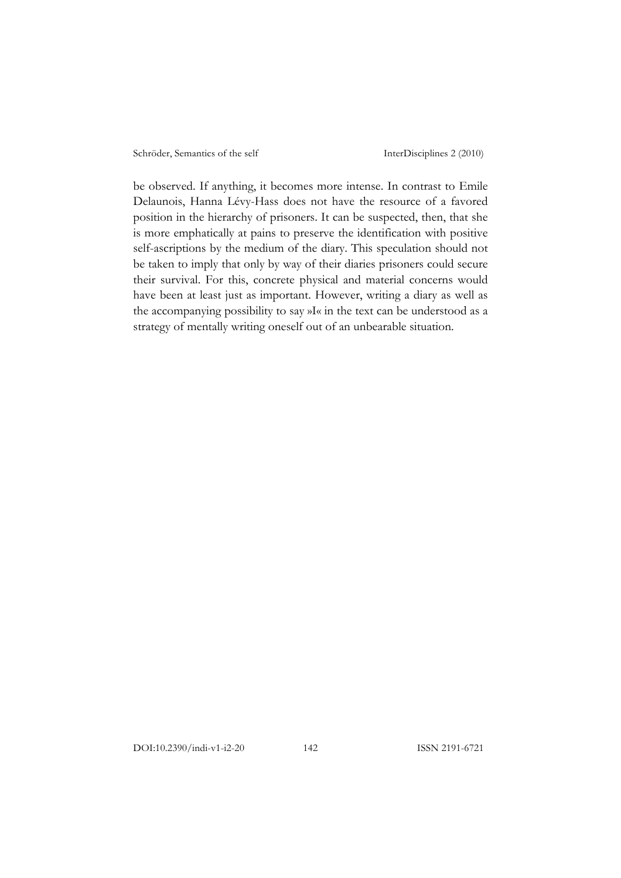be observed. If anything, it becomes more intense. In contrast to Emile Delaunois, Hanna Lévy-Hass does not have the resource of a favored position in the hierarchy of prisoners. It can be suspected, then, that she is more emphatically at pains to preserve the identification with positive self-ascriptions by the medium of the diary. This speculation should not be taken to imply that only by way of their diaries prisoners could secure their survival. For this, concrete physical and material concerns would have been at least just as important. However, writing a diary as well as the accompanying possibility to say »I« in the text can be understood as a strategy of mentally writing oneself out of an unbearable situation.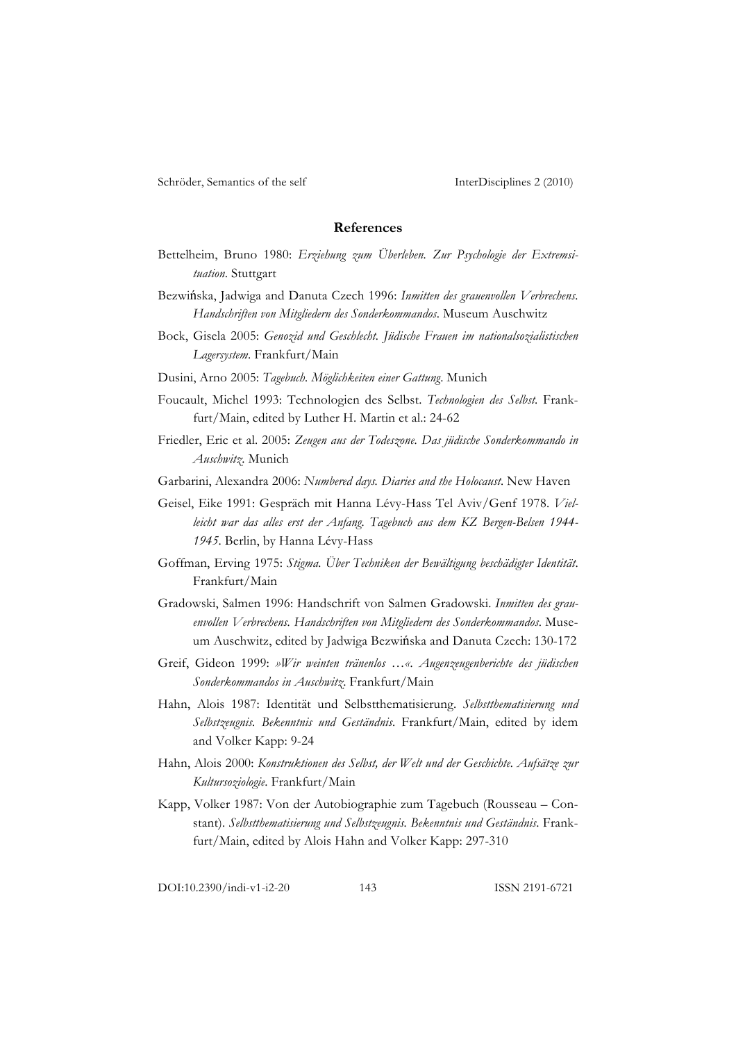## References

Bettelheim, Bruno 1980: *Erziehung zum Überleben. Zur Psychologie der Extremsituation*. Stuttgart

Bezwińska, Jadwiga and Danuta Czech 1996: *Inmitten des grauenvollen Verbrechens. Handschriften von Mitgliedern des Sonderkommandos*. Museum Auschwitz

Bock, Gisela 2005: *Genozid und Geschlecht. Jüdische Frauen im nationalsozialistischen Lagersystem*. Frankfurt/Main

Dusini, Arno 2005: *Tagebuch. Möglichkeiten einer Gattung*. Munich

Foucault, Michel 1993: Technologien des Selbst. *Technologien des Selbst*. Frankfurt/Main, edited by Luther H. Martin et al.: 24-62

Friedler, Eric et al. 2005: *Zeugen aus der Todeszone. Das jüdische Sonderkommando in Auschwitz*. Munich

Garbarini, Alexandra 2006: *Numbered days. Diaries and the Holocaust*. New Haven

Geisel, Eike 1991: Gespräch mit Hanna Lévy-Hass Tel Aviv/Genf 1978. *Vielleicht war das alles erst der Anfang. Tagebuch aus dem KZ Bergen-Belsen 1944-1945*. Berlin, by Hanna Lévy-Hass

Goffman, Erving 1975: *Stigma. Über Techniken der Bewältigung beschädigter Identität*. Frankfurt/Main

Gradowski, Salmen 1996: Handschrift von Salmen Gradowski. *Inmitten des grauenvollen Verbrechens. Handschriften von Mitgliedern des Sonderkommandos*. Museum Auschwitz, edited by Jadwiga Bezwińska and Danuta Czech: 130-172

Greif, Gideon 1999: *»Wir weinten tränenlos …«. Augenzeugenberichte des jüdischen Sonderkommandos in Auschwitz*. Frankfurt/Main

Hahn, Alois 1987: Identität und Selbstthematisierung. *Selbstthematisierung und Selbstzeugnis. Bekenntnis und Geständnis*. Frankfurt/Main, edited by idem and Volker Kapp: 9-24

Hahn, Alois 2000: *Konstruktionen des Selbst, der Welt und der Geschichte. Aufsätze zur Kultursoziologie*. Frankfurt/Main

Kapp, Volker 1987: Von der Autobiographie zum Tagebuch (Rousseau – Constant). *Selbstthematisierung und Selbstzeugnis. Bekenntnis und Geständnis*. Frankfurt/Main, edited by Alois Hahn and Volker Kapp: 297-310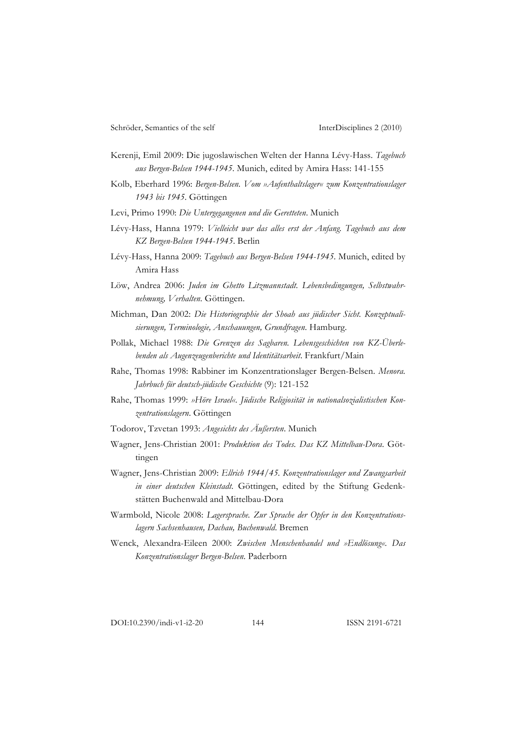Kerenji, Emil 2009: Die jugoslawischen Welten der Hanna Lévy-Hass. *Tagebuch aus Bergen-Belsen 1944-1945*. Munich, edited by Amira Hass: 141-155

Kolb, Eberhard 1996: *Bergen-Belsen. Vom »Aufenthaltslager« zum Konzentrationslager 1943 bis 1945*. Göttingen

Levi, Primo 1990: *Die Untergegangenen und die Geretteten*. Munich

Lévy-Hass, Hanna 1979: *Vielleicht war das alles erst der Anfang. Tagebuch aus dem KZ Bergen-Belsen 1944-1945*. Berlin

Lévy-Hass, Hanna 2009: *Tagebuch aus Bergen-Belsen 1944-1945*. Munich, edited by Amira Hass

Löw, Andrea 2006: *Juden im Ghetto Litzmannstadt. Lebensbedingungen, Selbstwahrnehmung, Verhalten*. Göttingen.

Michman, Dan 2002: *Die Historiographie der Shoah aus jüdischer Sicht. Konzeptualisierungen, Terminologie, Anschauungen, Grundfragen*. Hamburg.

Pollak, Michael 1988: *Die Grenzen des Sagbaren. Lebensgeschichten von KZ-Überlebenden als Augenzeugenberichte und Identitätsarbeit*. Frankfurt/Main

Rahe, Thomas 1998: Rabbiner im Konzentrationslager Bergen-Belsen. *Menora. Jahrbuch für deutsch-jüdische Geschichte* (9): 121-152

Rahe, Thomas 1999: *»Höre Israel«. Jüdische Religiosität in nationalsozialistischen Konzentrationslagern*. Göttingen

Todorov, Tzvetan 1993: *Angesichts des Äußersten*. Munich

Wagner, Jens-Christian 2001: *Produktion des Todes. Das KZ Mittelbau-Dora*. Göttingen

Wagner, Jens-Christian 2009: *Ellrich 1944/45. Konzentrationslager und Zwangsarbeit in einer deutschen Kleinstadt*. Göttingen, edited by the Stiftung Gedenkstätten Buchenwald and Mittelbau-Dora

Warmbold, Nicole 2008: *Lagersprache. Zur Sprache der Opfer in den Konzentrationslagern Sachsenhausen, Dachau, Buchenwald*. Bremen

Wenck, Alexandra-Eileen 2000: *Zwischen Menschenhandel und »Endlösung«. Das Konzentrationslager Bergen-Belsen*. Paderborn